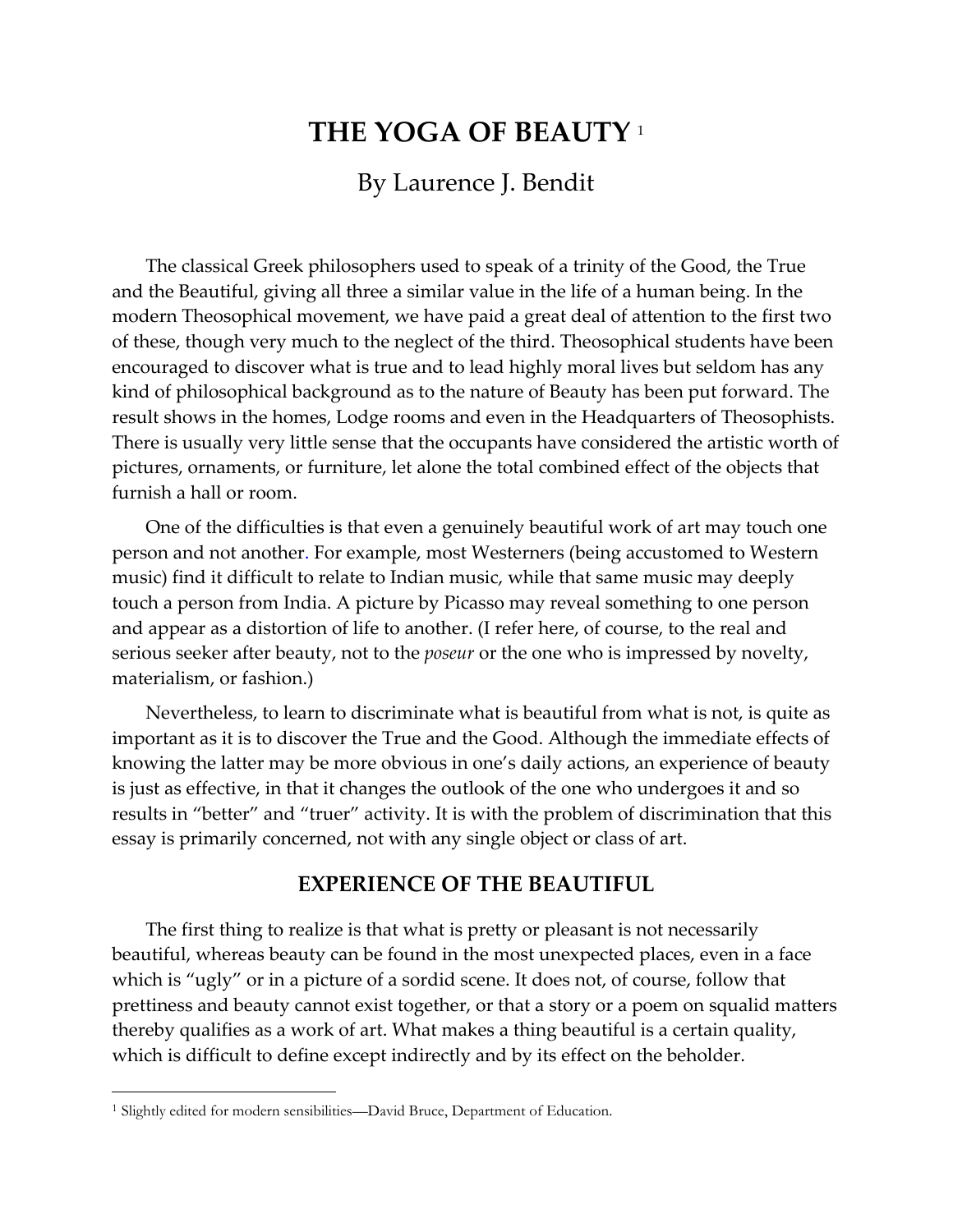# THE YOGA OF BEAUTY [1]

By Laurence J. Bendit

The classical Greek philosophers used to speak of a trinity of the Good, the True and the Beautiful, giving all three a similar value in the life of a human being. In the modern Theosophical movement, we have paid a great deal of attention to the first two of these, though very much to the neglect of the third. Theosophical students have been encouraged to discover what is true and to lead highly moral lives but seldom has any kind of philosophical background as to the nature of Beauty has been put forward. The result shows in the homes, Lodge rooms and even in the Headquarters of Theosophists. There is usually very little sense that the occupants have considered the artistic worth of pictures, ornaments, or furniture, let alone the total combined effect of the objects that furnish a hall or room.

One of the difficulties is that even a genuinely beautiful work of art may touch one person and not another. For example, most Westerners (being accustomed to Western music) find it difficult to relate to Indian music, while that same music may deeply touch a person from India. A picture by Picasso may reveal something to one person and appear as a distortion of life to another. (I refer here, of course, to the real and serious seeker after beauty, not to the *poseur* or the one who is impressed by novelty, materialism, or fashion.)

Nevertheless, to learn to discriminate what is beautiful from what is not, is quite as important as it is to discover the True and the Good. Although the immediate effects of knowing the latter may be more obvious in one's daily actions, an experience of beauty is just as effective, in that it changes the outlook of the one who undergoes it and so results in "better" and "truer" activity. It is with the problem of discrimination that this essay is primarily concerned, not with any single object or class of art.

## EXPERIENCE OF THE BEAUTIFUL

The first thing to realize is that what is pretty or pleasant is not necessarily beautiful, whereas beauty can be found in the most unexpected places, even in a face which is "ugly" or in a picture of a sordid scene. It does not, of course, follow that prettiness and beauty cannot exist together, or that a story or a poem on squalid matters thereby qualifies as a work of art. What makes a thing beautiful is a certain quality, which is difficult to define except indirectly and by its effect on the beholder.

[1] Slightly edited for modern sensibilities—David Bruce, Department of Education.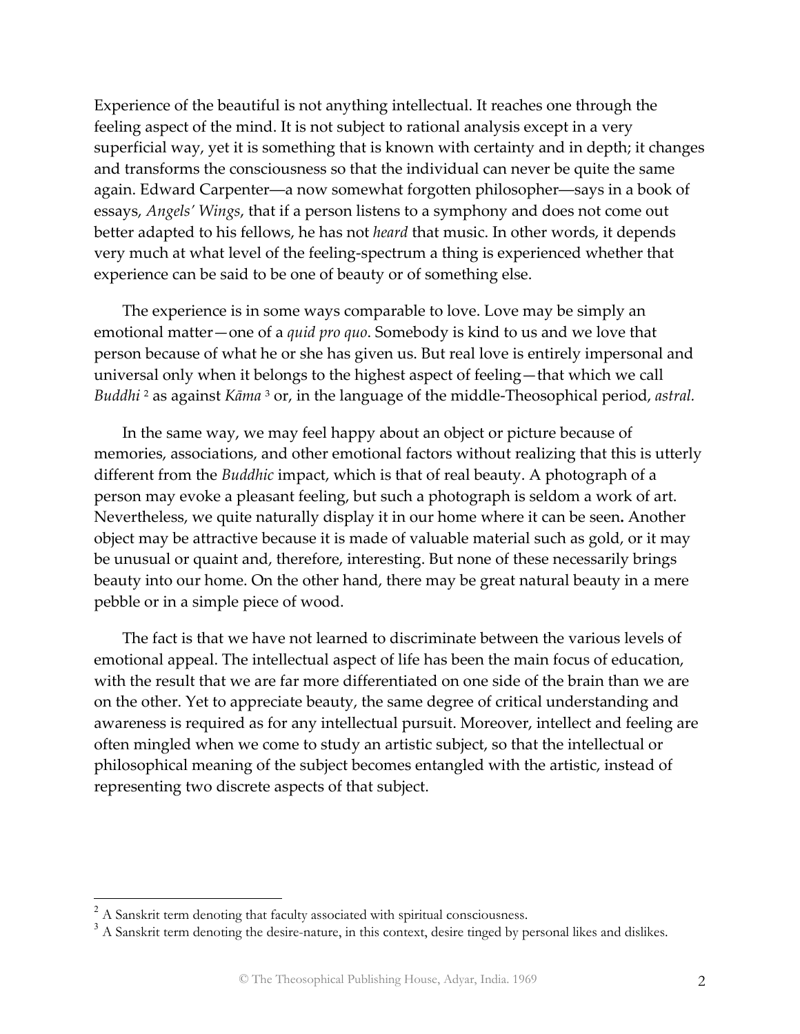Experience of the beautiful is not anything intellectual. It reaches one through the feeling aspect of the mind. It is not subject to rational analysis except in a very superficial way, yet it is something that is known with certainty and in depth; it changes and transforms the consciousness so that the individual can never be quite the same again. Edward Carpenter—a now somewhat forgotten philosopher—says in a book of essays, *Angels' Wings*, that if a person listens to a symphony and does not come out better adapted to his fellows, he has not *heard* that music. In other words, it depends very much at what level of the feeling-spectrum a thing is experienced whether that experience can be said to be one of beauty or of something else.

The experience is in some ways comparable to love. Love may be simply an emotional matter—one of a *quid pro quo*. Somebody is kind to us and we love that person because of what he or she has given us. But real love is entirely impersonal and universal only when it belongs to the highest aspect of feeling—that which we call *Buddhi* [2] as against *Kāma* [3] or, in the language of the middle-Theosophical period, *astral.*

In the same way, we may feel happy about an object or picture because of memories, associations, and other emotional factors without realizing that this is utterly different from the *Buddhic* impact, which is that of real beauty. A photograph of a person may evoke a pleasant feeling, but such a photograph is seldom a work of art. Nevertheless, we quite naturally display it in our home where it can be seen**.** Another object may be attractive because it is made of valuable material such as gold, or it may be unusual or quaint and, therefore, interesting. But none of these necessarily brings beauty into our home. On the other hand, there may be great natural beauty in a mere pebble or in a simple piece of wood.

The fact is that we have not learned to discriminate between the various levels of emotional appeal. The intellectual aspect of life has been the main focus of education, with the result that we are far more differentiated on one side of the brain than we are on the other. Yet to appreciate beauty, the same degree of critical understanding and awareness is required as for any intellectual pursuit. Moreover, intellect and feeling are often mingled when we come to study an artistic subject, so that the intellectual or philosophical meaning of the subject becomes entangled with the artistic, instead of representing two discrete aspects of that subject.

---

[2] A Sanskrit term denoting that faculty associated with spiritual consciousness.

[3] A Sanskrit term denoting the desire-nature, in this context, desire tinged by personal likes and dislikes.

© The Theosophical Publishing House, Adyar, India. 1969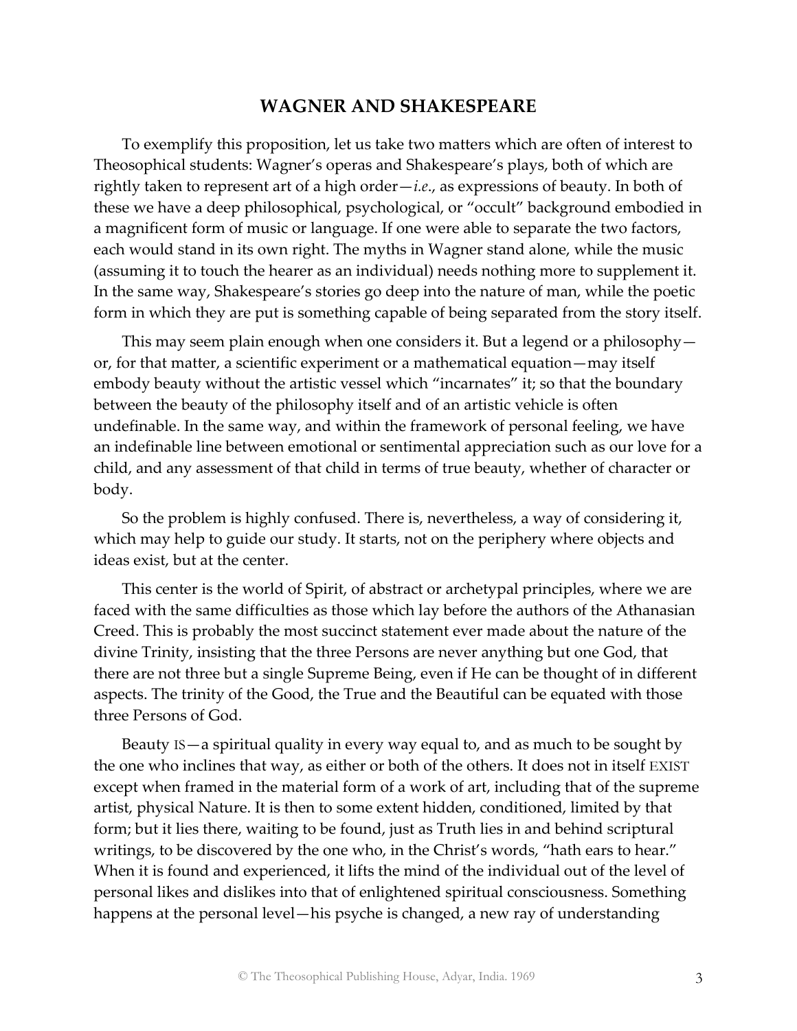## WAGNER AND SHAKESPEARE

To exemplify this proposition, let us take two matters which are often of interest to Theosophical students: Wagner's operas and Shakespeare's plays, both of which are rightly taken to represent art of a high order—*i.e.*, as expressions of beauty. In both of these we have a deep philosophical, psychological, or "occult" background embodied in a magnificent form of music or language. If one were able to separate the two factors, each would stand in its own right. The myths in Wagner stand alone, while the music (assuming it to touch the hearer as an individual) needs nothing more to supplement it. In the same way, Shakespeare's stories go deep into the nature of man, while the poetic form in which they are put is something capable of being separated from the story itself.

This may seem plain enough when one considers it. But a legend or a philosophy—or, for that matter, a scientific experiment or a mathematical equation—may itself embody beauty without the artistic vessel which "incarnates" it; so that the boundary between the beauty of the philosophy itself and of an artistic vehicle is often undefinable. In the same way, and within the framework of personal feeling, we have an indefinable line between emotional or sentimental appreciation such as our love for a child, and any assessment of that child in terms of true beauty, whether of character or body.

So the problem is highly confused. There is, nevertheless, a way of considering it, which may help to guide our study. It starts, not on the periphery where objects and ideas exist, but at the center.

This center is the world of Spirit, of abstract or archetypal principles, where we are faced with the same difficulties as those which lay before the authors of the Athanasian Creed. This is probably the most succinct statement ever made about the nature of the divine Trinity, insisting that the three Persons are never anything but one God, that there are not three but a single Supreme Being, even if He can be thought of in different aspects. The trinity of the Good, the True and the Beautiful can be equated with those three Persons of God.

Beauty IS—a spiritual quality in every way equal to, and as much to be sought by the one who inclines that way, as either or both of the others. It does not in itself EXIST except when framed in the material form of a work of art, including that of the supreme artist, physical Nature. It is then to some extent hidden, conditioned, limited by that form; but it lies there, waiting to be found, just as Truth lies in and behind scriptural writings, to be discovered by the one who, in the Christ's words, "hath ears to hear." When it is found and experienced, it lifts the mind of the individual out of the level of personal likes and dislikes into that of enlightened spiritual consciousness. Something happens at the personal level—his psyche is changed, a new ray of understanding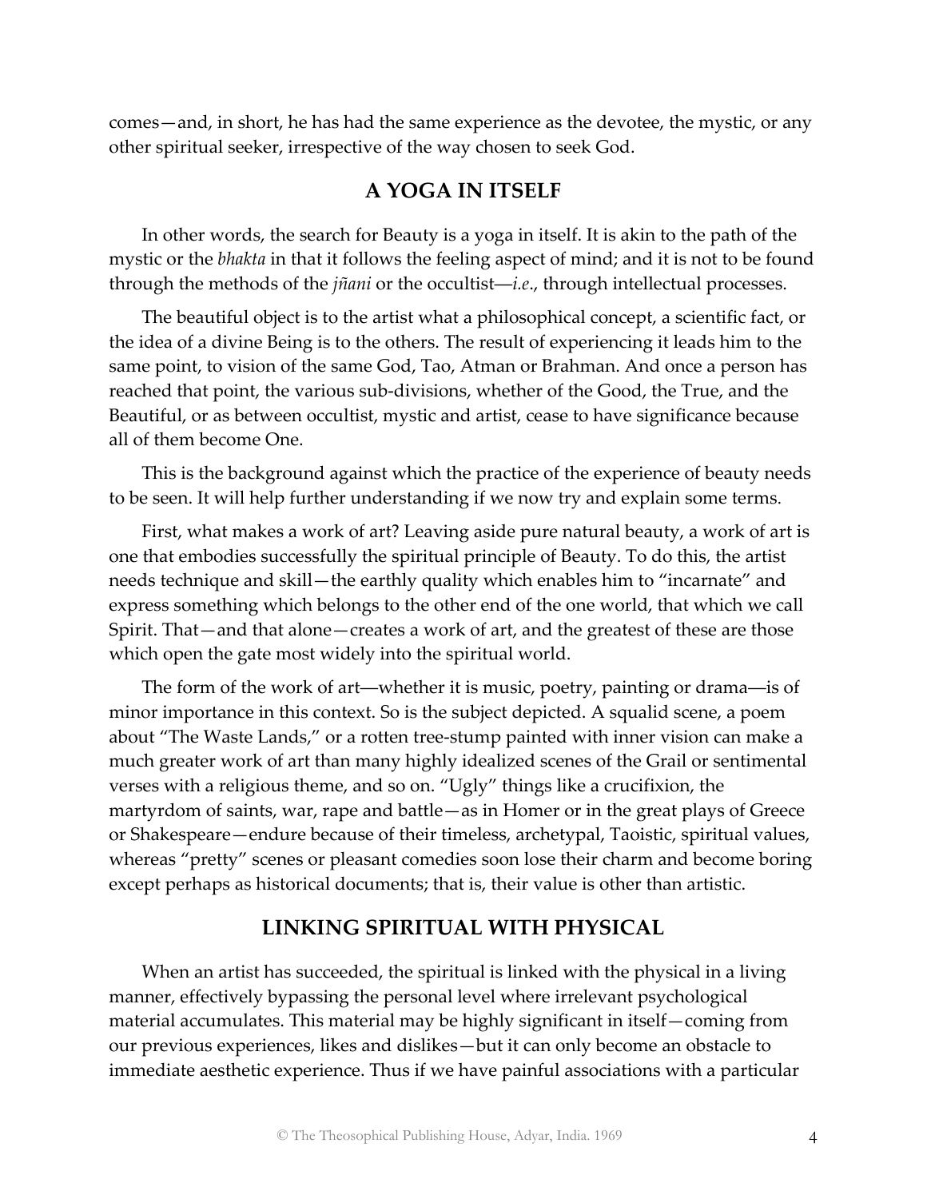comes—and, in short, he has had the same experience as the devotee, the mystic, or any other spiritual seeker, irrespective of the way chosen to seek God.

## A YOGA IN ITSELF

In other words, the search for Beauty is a yoga in itself. It is akin to the path of the mystic or the *bhakta* in that it follows the feeling aspect of mind; and it is not to be found through the methods of the *jñani* or the occultist—*i.e*., through intellectual processes.

The beautiful object is to the artist what a philosophical concept, a scientific fact, or the idea of a divine Being is to the others. The result of experiencing it leads him to the same point, to vision of the same God, Tao, Atman or Brahman. And once a person has reached that point, the various sub-divisions, whether of the Good, the True, and the Beautiful, or as between occultist, mystic and artist, cease to have significance because all of them become One.

This is the background against which the practice of the experience of beauty needs to be seen. It will help further understanding if we now try and explain some terms.

First, what makes a work of art? Leaving aside pure natural beauty, a work of art is one that embodies successfully the spiritual principle of Beauty. To do this, the artist needs technique and skill—the earthly quality which enables him to "incarnate" and express something which belongs to the other end of the one world, that which we call Spirit. That—and that alone—creates a work of art, and the greatest of these are those which open the gate most widely into the spiritual world.

The form of the work of art—whether it is music, poetry, painting or drama—is of minor importance in this context. So is the subject depicted. A squalid scene, a poem about "The Waste Lands," or a rotten tree-stump painted with inner vision can make a much greater work of art than many highly idealized scenes of the Grail or sentimental verses with a religious theme, and so on. "Ugly" things like a crucifixion, the martyrdom of saints, war, rape and battle—as in Homer or in the great plays of Greece or Shakespeare—endure because of their timeless, archetypal, Taoistic, spiritual values, whereas "pretty" scenes or pleasant comedies soon lose their charm and become boring except perhaps as historical documents; that is, their value is other than artistic.

## LINKING SPIRITUAL WITH PHYSICAL

When an artist has succeeded, the spiritual is linked with the physical in a living manner, effectively bypassing the personal level where irrelevant psychological material accumulates. This material may be highly significant in itself—coming from our previous experiences, likes and dislikes—but it can only become an obstacle to immediate aesthetic experience. Thus if we have painful associations with a particular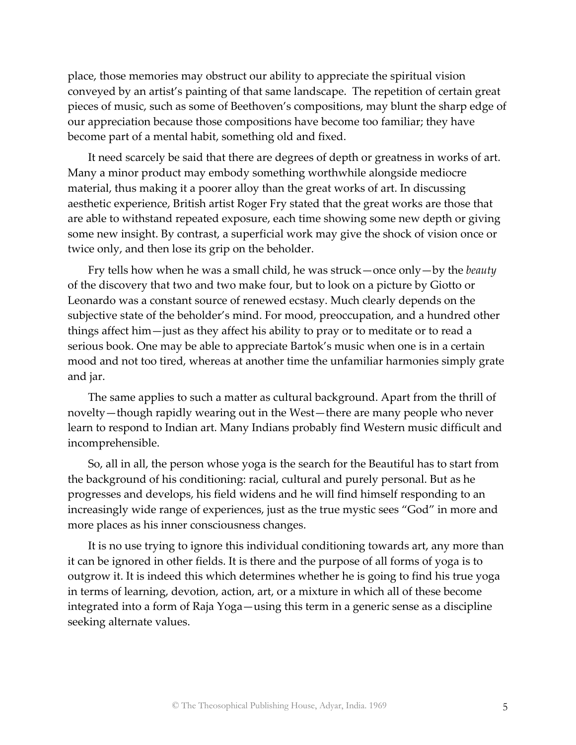place, those memories may obstruct our ability to appreciate the spiritual vision conveyed by an artist's painting of that same landscape. The repetition of certain great pieces of music, such as some of Beethoven's compositions, may blunt the sharp edge of our appreciation because those compositions have become too familiar; they have become part of a mental habit, something old and fixed.

It need scarcely be said that there are degrees of depth or greatness in works of art. Many a minor product may embody something worthwhile alongside mediocre material, thus making it a poorer alloy than the great works of art. In discussing aesthetic experience, British artist Roger Fry stated that the great works are those that are able to withstand repeated exposure, each time showing some new depth or giving some new insight. By contrast, a superficial work may give the shock of vision once or twice only, and then lose its grip on the beholder.

Fry tells how when he was a small child, he was struck—once only—by the *beauty* of the discovery that two and two make four, but to look on a picture by Giotto or Leonardo was a constant source of renewed ecstasy. Much clearly depends on the subjective state of the beholder's mind. For mood, preoccupation, and a hundred other things affect him—just as they affect his ability to pray or to meditate or to read a serious book. One may be able to appreciate Bartok's music when one is in a certain mood and not too tired, whereas at another time the unfamiliar harmonies simply grate and jar.

The same applies to such a matter as cultural background. Apart from the thrill of novelty—though rapidly wearing out in the West—there are many people who never learn to respond to Indian art. Many Indians probably find Western music difficult and incomprehensible.

So, all in all, the person whose yoga is the search for the Beautiful has to start from the background of his conditioning: racial, cultural and purely personal. But as he progresses and develops, his field widens and he will find himself responding to an increasingly wide range of experiences, just as the true mystic sees "God" in more and more places as his inner consciousness changes.

It is no use trying to ignore this individual conditioning towards art, any more than it can be ignored in other fields. It is there and the purpose of all forms of yoga is to outgrow it. It is indeed this which determines whether he is going to find his true yoga in terms of learning, devotion, action, art, or a mixture in which all of these become integrated into a form of Raja Yoga—using this term in a generic sense as a discipline seeking alternate values.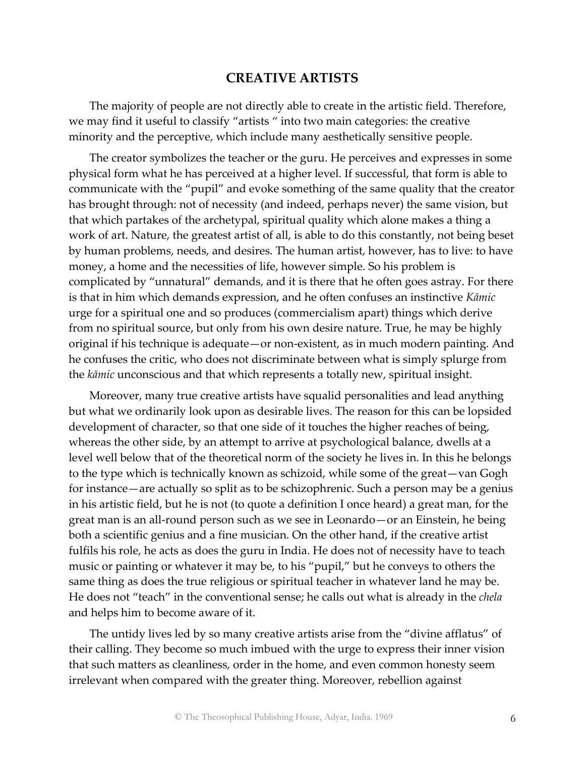## CREATIVE ARTISTS

The majority of people are not directly able to create in the artistic field. Therefore, we may find it useful to classify "artists " into two main categories: the creative minority and the perceptive, which include many aesthetically sensitive people.

The creator symbolizes the teacher or the guru. He perceives and expresses in some physical form what he has perceived at a higher level. If successful, that form is able to communicate with the "pupil" and evoke something of the same quality that the creator has brought through: not of necessity (and indeed, perhaps never) the same vision, but that which partakes of the archetypal, spiritual quality which alone makes a thing a work of art. Nature, the greatest artist of all, is able to do this constantly, not being beset by human problems, needs, and desires. The human artist, however, has to live: to have money, a home and the necessities of life, however simple. So his problem is complicated by "unnatural" demands, and it is there that he often goes astray. For there is that in him which demands expression, and he often confuses an instinctive *Kāmic* urge for a spiritual one and so produces (commercialism apart) things which derive from no spiritual source, but only from his own desire nature. True, he may be highly original if his technique is adequate—or non-existent, as in much modern painting. And he confuses the critic, who does not discriminate between what is simply splurge from the *kāmic* unconscious and that which represents a totally new, spiritual insight.

Moreover, many true creative artists have squalid personalities and lead anything but what we ordinarily look upon as desirable lives. The reason for this can be lopsided development of character, so that one side of it touches the higher reaches of being, whereas the other side, by an attempt to arrive at psychological balance, dwells at a level well below that of the theoretical norm of the society he lives in. In this he belongs to the type which is technically known as schizoid, while some of the great—van Gogh for instance—are actually so split as to be schizophrenic. Such a person may be a genius in his artistic field, but he is not (to quote a definition I once heard) a great man, for the great man is an all-round person such as we see in Leonardo—or an Einstein, he being both a scientific genius and a fine musician. On the other hand, if the creative artist fulfils his role, he acts as does the guru in India. He does not of necessity have to teach music or painting or whatever it may be, to his "pupil," but he conveys to others the same thing as does the true religious or spiritual teacher in whatever land he may be. He does not "teach" in the conventional sense; he calls out what is already in the *chela* and helps him to become aware of it.

The untidy lives led by so many creative artists arise from the "divine afflatus" of their calling. They become so much imbued with the urge to express their inner vision that such matters as cleanliness, order in the home, and even common honesty seem irrelevant when compared with the greater thing. Moreover, rebellion against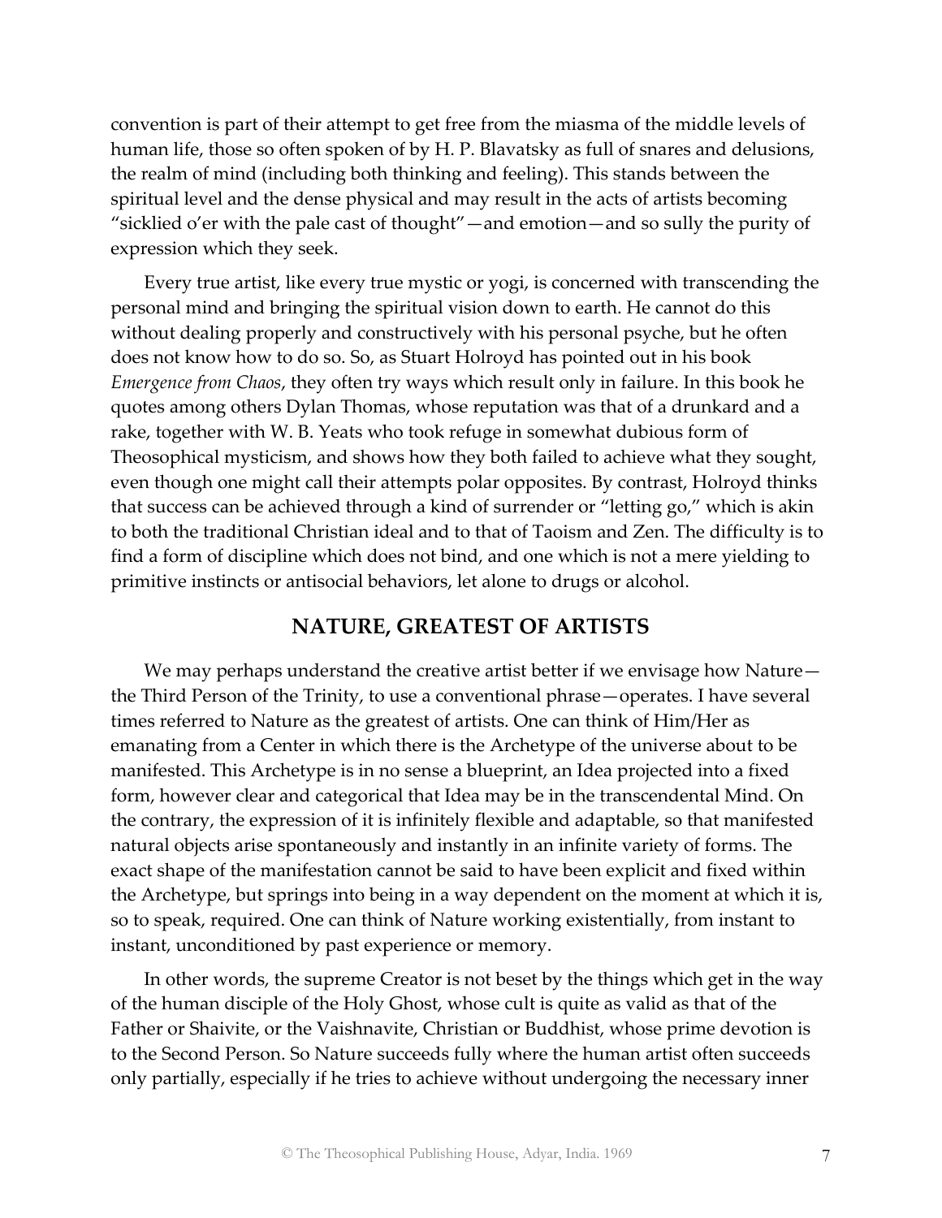convention is part of their attempt to get free from the miasma of the middle levels of human life, those so often spoken of by H. P. Blavatsky as full of snares and delusions, the realm of mind (including both thinking and feeling). This stands between the spiritual level and the dense physical and may result in the acts of artists becoming "sicklied o'er with the pale cast of thought"—and emotion—and so sully the purity of expression which they seek.

Every true artist, like every true mystic or yogi, is concerned with transcending the personal mind and bringing the spiritual vision down to earth. He cannot do this without dealing properly and constructively with his personal psyche, but he often does not know how to do so. So, as Stuart Holroyd has pointed out in his book *Emergence from Chaos*, they often try ways which result only in failure. In this book he quotes among others Dylan Thomas, whose reputation was that of a drunkard and a rake, together with W. B. Yeats who took refuge in somewhat dubious form of Theosophical mysticism, and shows how they both failed to achieve what they sought, even though one might call their attempts polar opposites. By contrast, Holroyd thinks that success can be achieved through a kind of surrender or "letting go," which is akin to both the traditional Christian ideal and to that of Taoism and Zen. The difficulty is to find a form of discipline which does not bind, and one which is not a mere yielding to primitive instincts or antisocial behaviors, let alone to drugs or alcohol.

## NATURE, GREATEST OF ARTISTS

We may perhaps understand the creative artist better if we envisage how Nature—the Third Person of the Trinity, to use a conventional phrase—operates. I have several times referred to Nature as the greatest of artists. One can think of Him/Her as emanating from a Center in which there is the Archetype of the universe about to be manifested. This Archetype is in no sense a blueprint, an Idea projected into a fixed form, however clear and categorical that Idea may be in the transcendental Mind. On the contrary, the expression of it is infinitely flexible and adaptable, so that manifested natural objects arise spontaneously and instantly in an infinite variety of forms. The exact shape of the manifestation cannot be said to have been explicit and fixed within the Archetype, but springs into being in a way dependent on the moment at which it is, so to speak, required. One can think of Nature working existentially, from instant to instant, unconditioned by past experience or memory.

In other words, the supreme Creator is not beset by the things which get in the way of the human disciple of the Holy Ghost, whose cult is quite as valid as that of the Father or Shaivite, or the Vaishnavite, Christian or Buddhist, whose prime devotion is to the Second Person. So Nature succeeds fully where the human artist often succeeds only partially, especially if he tries to achieve without undergoing the necessary inner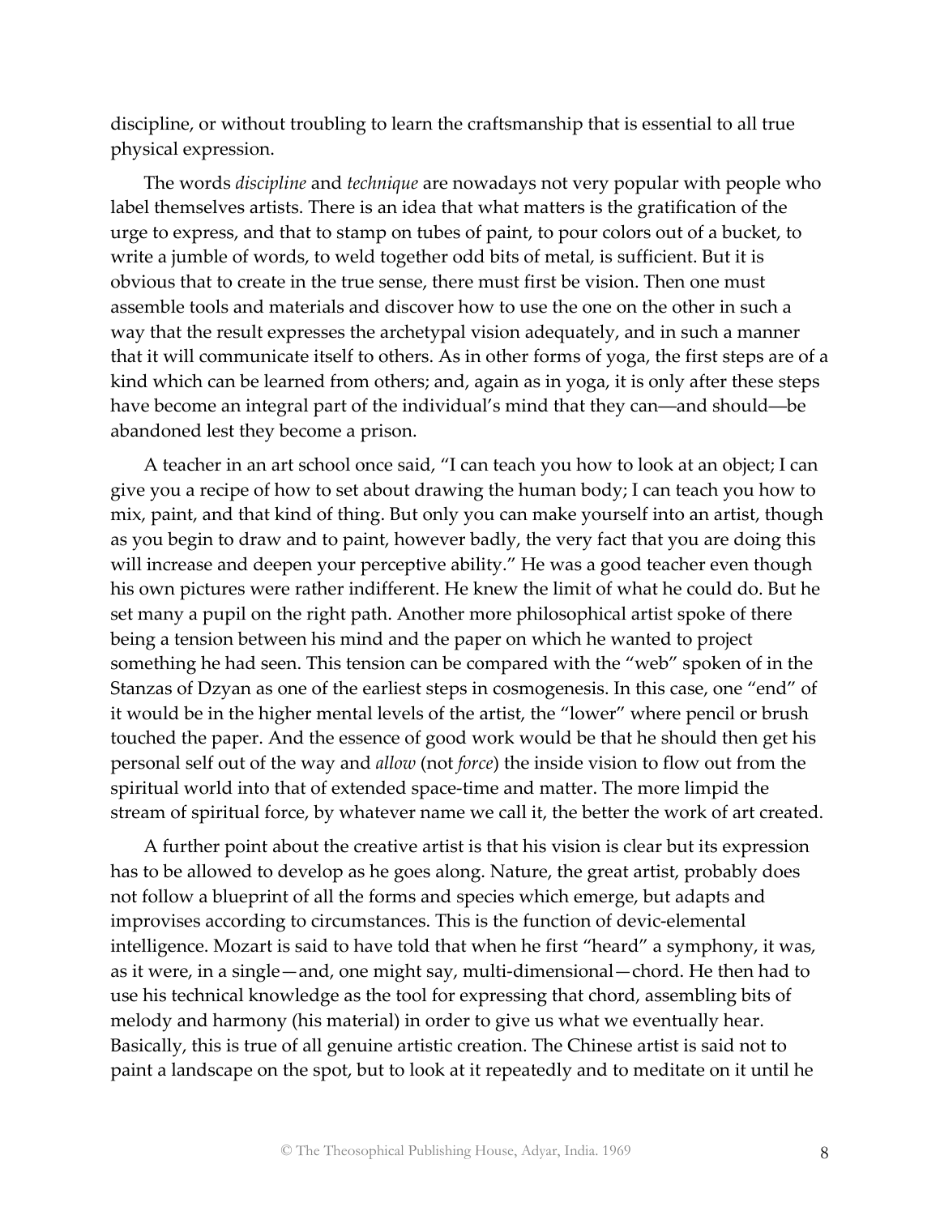discipline, or without troubling to learn the craftsmanship that is essential to all true physical expression.

The words *discipline* and *technique* are nowadays not very popular with people who label themselves artists. There is an idea that what matters is the gratification of the urge to express, and that to stamp on tubes of paint, to pour colors out of a bucket, to write a jumble of words, to weld together odd bits of metal, is sufficient. But it is obvious that to create in the true sense, there must first be vision. Then one must assemble tools and materials and discover how to use the one on the other in such a way that the result expresses the archetypal vision adequately, and in such a manner that it will communicate itself to others. As in other forms of yoga, the first steps are of a kind which can be learned from others; and, again as in yoga, it is only after these steps have become an integral part of the individual's mind that they can—and should—be abandoned lest they become a prison.

A teacher in an art school once said, "I can teach you how to look at an object; I can give you a recipe of how to set about drawing the human body; I can teach you how to mix, paint, and that kind of thing. But only you can make yourself into an artist, though as you begin to draw and to paint, however badly, the very fact that you are doing this will increase and deepen your perceptive ability." He was a good teacher even though his own pictures were rather indifferent. He knew the limit of what he could do. But he set many a pupil on the right path. Another more philosophical artist spoke of there being a tension between his mind and the paper on which he wanted to project something he had seen. This tension can be compared with the "web" spoken of in the Stanzas of Dzyan as one of the earliest steps in cosmogenesis. In this case, one "end" of it would be in the higher mental levels of the artist, the "lower" where pencil or brush touched the paper. And the essence of good work would be that he should then get his personal self out of the way and *allow* (not *force*) the inside vision to flow out from the spiritual world into that of extended space-time and matter. The more limpid the stream of spiritual force, by whatever name we call it, the better the work of art created.

A further point about the creative artist is that his vision is clear but its expression has to be allowed to develop as he goes along. Nature, the great artist, probably does not follow a blueprint of all the forms and species which emerge, but adapts and improvises according to circumstances. This is the function of devic-elemental intelligence. Mozart is said to have told that when he first "heard" a symphony, it was, as it were, in a single—and, one might say, multi-dimensional—chord. He then had to use his technical knowledge as the tool for expressing that chord, assembling bits of melody and harmony (his material) in order to give us what we eventually hear. Basically, this is true of all genuine artistic creation. The Chinese artist is said not to paint a landscape on the spot, but to look at it repeatedly and to meditate on it until he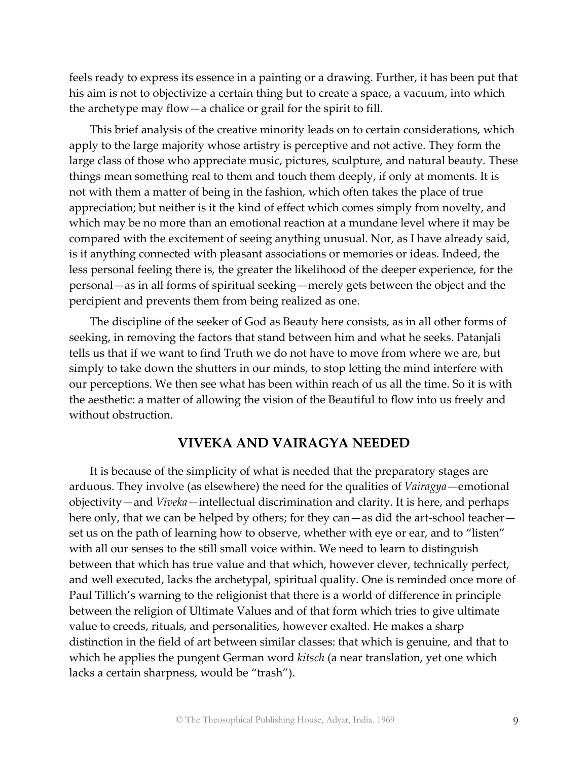feels ready to express its essence in a painting or a drawing. Further, it has been put that his aim is not to objectivize a certain thing but to create a space, a vacuum, into which the archetype may flow—a chalice or grail for the spirit to fill.

This brief analysis of the creative minority leads on to certain considerations, which apply to the large majority whose artistry is perceptive and not active. They form the large class of those who appreciate music, pictures, sculpture, and natural beauty. These things mean something real to them and touch them deeply, if only at moments. It is not with them a matter of being in the fashion, which often takes the place of true appreciation; but neither is it the kind of effect which comes simply from novelty, and which may be no more than an emotional reaction at a mundane level where it may be compared with the excitement of seeing anything unusual. Nor, as I have already said, is it anything connected with pleasant associations or memories or ideas. Indeed, the less personal feeling there is, the greater the likelihood of the deeper experience, for the personal—as in all forms of spiritual seeking—merely gets between the object and the percipient and prevents them from being realized as one.

The discipline of the seeker of God as Beauty here consists, as in all other forms of seeking, in removing the factors that stand between him and what he seeks. Patanjali tells us that if we want to find Truth we do not have to move from where we are, but simply to take down the shutters in our minds, to stop letting the mind interfere with our perceptions. We then see what has been within reach of us all the time. So it is with the aesthetic: a matter of allowing the vision of the Beautiful to flow into us freely and without obstruction.

## VIVEKA AND VAIRAGYA NEEDED

It is because of the simplicity of what is needed that the preparatory stages are arduous. They involve (as elsewhere) the need for the qualities of *Vairagya*—emotional objectivity—and *Viveka*—intellectual discrimination and clarity. It is here, and perhaps here only, that we can be helped by others; for they can—as did the art-school teacher—set us on the path of learning how to observe, whether with eye or ear, and to "listen" with all our senses to the still small voice within. We need to learn to distinguish between that which has true value and that which, however clever, technically perfect, and well executed, lacks the archetypal, spiritual quality. One is reminded once more of Paul Tillich's warning to the religionist that there is a world of difference in principle between the religion of Ultimate Values and of that form which tries to give ultimate value to creeds, rituals, and personalities, however exalted. He makes a sharp distinction in the field of art between similar classes: that which is genuine, and that to which he applies the pungent German word *kitsch* (a near translation, yet one which lacks a certain sharpness, would be "trash").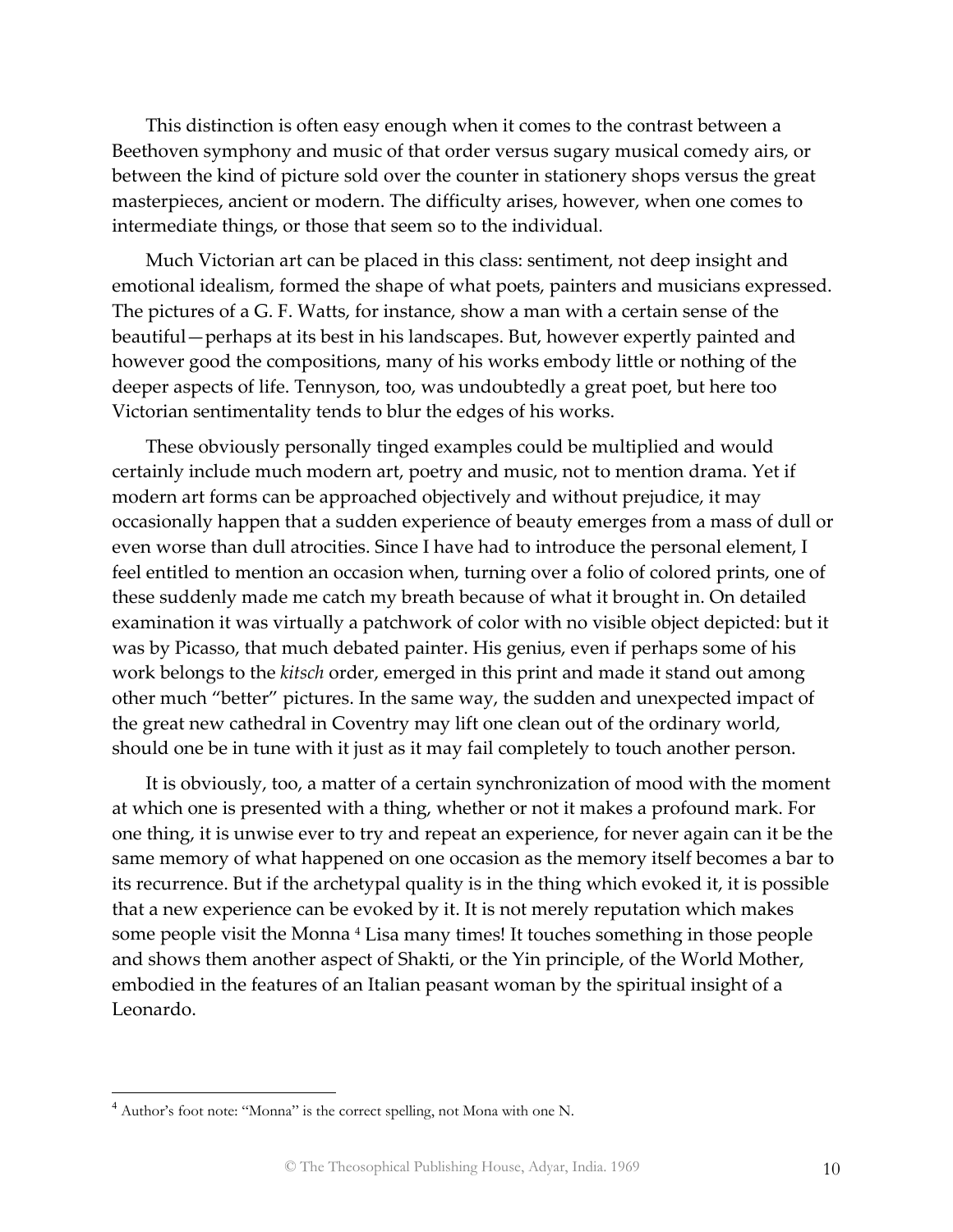This distinction is often easy enough when it comes to the contrast between a Beethoven symphony and music of that order versus sugary musical comedy airs, or between the kind of picture sold over the counter in stationery shops versus the great masterpieces, ancient or modern. The difficulty arises, however, when one comes to intermediate things, or those that seem so to the individual.

Much Victorian art can be placed in this class: sentiment, not deep insight and emotional idealism, formed the shape of what poets, painters and musicians expressed. The pictures of a G. F. Watts, for instance, show a man with a certain sense of the beautiful—perhaps at its best in his landscapes. But, however expertly painted and however good the compositions, many of his works embody little or nothing of the deeper aspects of life. Tennyson, too, was undoubtedly a great poet, but here too Victorian sentimentality tends to blur the edges of his works.

These obviously personally tinged examples could be multiplied and would certainly include much modern art, poetry and music, not to mention drama. Yet if modern art forms can be approached objectively and without prejudice, it may occasionally happen that a sudden experience of beauty emerges from a mass of dull or even worse than dull atrocities. Since I have had to introduce the personal element, I feel entitled to mention an occasion when, turning over a folio of colored prints, one of these suddenly made me catch my breath because of what it brought in. On detailed examination it was virtually a patchwork of color with no visible object depicted: but it was by Picasso, that much debated painter. His genius, even if perhaps some of his work belongs to the *kitsch* order, emerged in this print and made it stand out among other much "better" pictures. In the same way, the sudden and unexpected impact of the great new cathedral in Coventry may lift one clean out of the ordinary world, should one be in tune with it just as it may fail completely to touch another person.

It is obviously, too, a matter of a certain synchronization of mood with the moment at which one is presented with a thing, whether or not it makes a profound mark. For one thing, it is unwise ever to try and repeat an experience, for never again can it be the same memory of what happened on one occasion as the memory itself becomes a bar to its recurrence. But if the archetypal quality is in the thing which evoked it, it is possible that a new experience can be evoked by it. It is not merely reputation which makes some people visit the Monna [4] Lisa many times! It touches something in those people and shows them another aspect of Shakti, or the Yin principle, of the World Mother, embodied in the features of an Italian peasant woman by the spiritual insight of a Leonardo.

---

[4] Author's foot note: "Monna" is the correct spelling, not Mona with one N.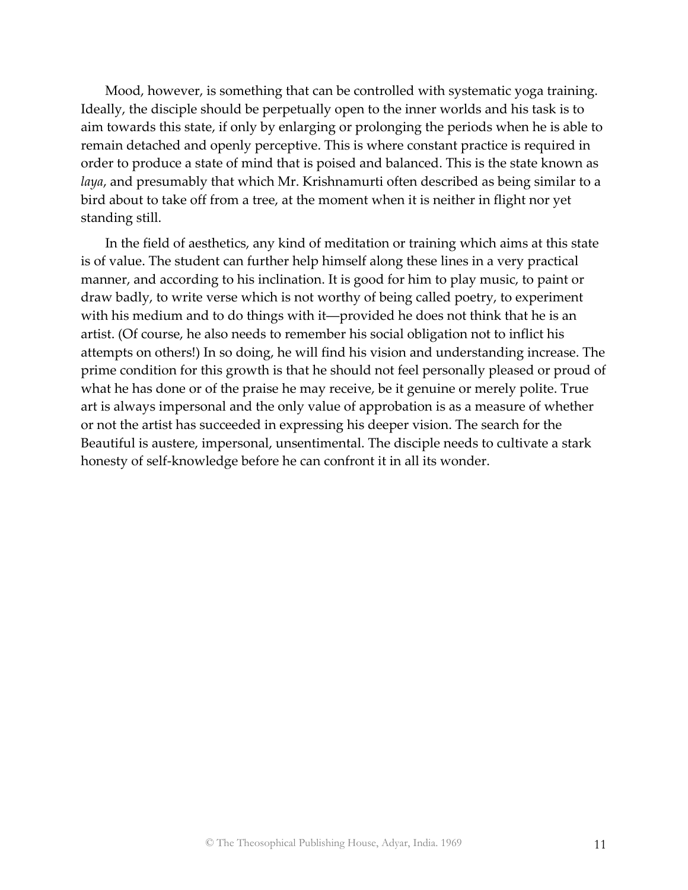Mood, however, is something that can be controlled with systematic yoga training. Ideally, the disciple should be perpetually open to the inner worlds and his task is to aim towards this state, if only by enlarging or prolonging the periods when he is able to remain detached and openly perceptive. This is where constant practice is required in order to produce a state of mind that is poised and balanced. This is the state known as *laya*, and presumably that which Mr. Krishnamurti often described as being similar to a bird about to take off from a tree, at the moment when it is neither in flight nor yet standing still.

In the field of aesthetics, any kind of meditation or training which aims at this state is of value. The student can further help himself along these lines in a very practical manner, and according to his inclination. It is good for him to play music, to paint or draw badly, to write verse which is not worthy of being called poetry, to experiment with his medium and to do things with it—provided he does not think that he is an artist. (Of course, he also needs to remember his social obligation not to inflict his attempts on others!) In so doing, he will find his vision and understanding increase. The prime condition for this growth is that he should not feel personally pleased or proud of what he has done or of the praise he may receive, be it genuine or merely polite. True art is always impersonal and the only value of approbation is as a measure of whether or not the artist has succeeded in expressing his deeper vision. The search for the Beautiful is austere, impersonal, unsentimental. The disciple needs to cultivate a stark honesty of self-knowledge before he can confront it in all its wonder.